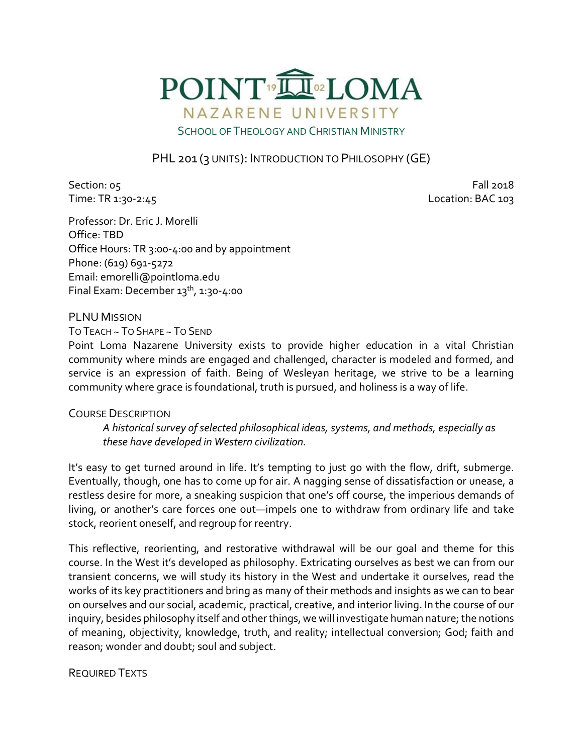# POINT LOMA

## NAZARENE UNIVERSITY

SCHOOL OF THEOLOGY AND CHRISTIAN MINISTRY

## PHL 201 (3 UNITS): INTRODUCTION TO PHILOSOPHY (GE)

Section: 05
Fall 2018
Time: TR 1:30-2:45
Location: BAC 103

Professor: Dr. Eric J. Morelli
Office: TBD
Office Hours: TR 3:00-4:00 and by appointment
Phone: (619) 691-5272
Email: emorelli@pointloma.edu
Final Exam: December 13th, 1:30-4:00

### PLNU MISSION

TO TEACH ~ TO SHAPE ~ TO SEND

Point Loma Nazarene University exists to provide higher education in a vital Christian community where minds are engaged and challenged, character is modeled and formed, and service is an expression of faith. Being of Wesleyan heritage, we strive to be a learning community where grace is foundational, truth is pursued, and holiness is a way of life.

### COURSE DESCRIPTION

> *A historical survey of selected philosophical ideas, systems, and methods, especially as these have developed in Western civilization.*

It's easy to get turned around in life. It's tempting to just go with the flow, drift, submerge. Eventually, though, one has to come up for air. A nagging sense of dissatisfaction or unease, a restless desire for more, a sneaking suspicion that one's off course, the imperious demands of living, or another's care forces one out—impels one to withdraw from ordinary life and take stock, reorient oneself, and regroup for reentry.

This reflective, reorienting, and restorative withdrawal will be our goal and theme for this course. In the West it's developed as philosophy. Extricating ourselves as best we can from our transient concerns, we will study its history in the West and undertake it ourselves, read the works of its key practitioners and bring as many of their methods and insights as we can to bear on ourselves and our social, academic, practical, creative, and interior living. In the course of our inquiry, besides philosophy itself and other things, we will investigate human nature; the notions of meaning, objectivity, knowledge, truth, and reality; intellectual conversion; God; faith and reason; wonder and doubt; soul and subject.

### REQUIRED TEXTS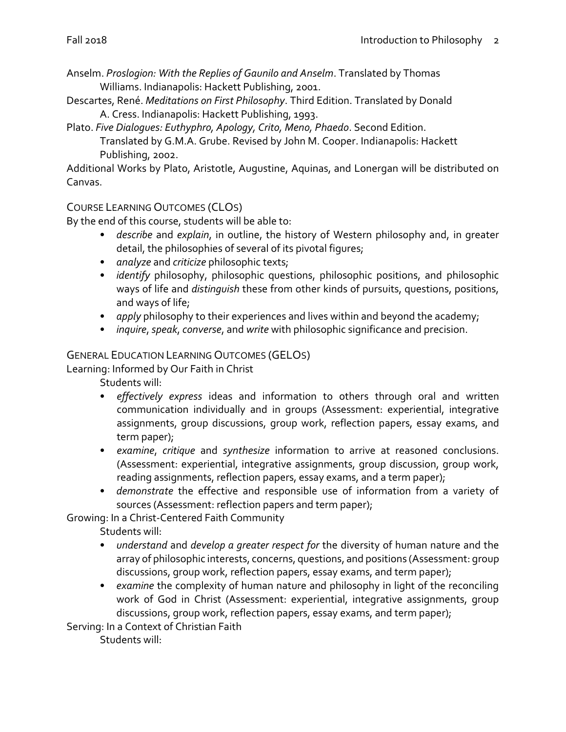Anselm. *Proslogion: With the Replies of Gaunilo and Anselm*. Translated by Thomas Williams. Indianapolis: Hackett Publishing, 2001.

Descartes, René. *Meditations on First Philosophy*. Third Edition. Translated by Donald A. Cress. Indianapolis: Hackett Publishing, 1993.

Plato. *Five Dialogues: Euthyphro, Apology, Crito, Meno, Phaedo*. Second Edition. Translated by G.M.A. Grube. Revised by John M. Cooper. Indianapolis: Hackett Publishing, 2002.

Additional Works by Plato, Aristotle, Augustine, Aquinas, and Lonergan will be distributed on Canvas.

## COURSE LEARNING OUTCOMES (CLOs)

By the end of this course, students will be able to:

- *describe* and *explain*, in outline, the history of Western philosophy and, in greater detail, the philosophies of several of its pivotal figures;
- *analyze* and *criticize* philosophic texts;
- *identify* philosophy, philosophic questions, philosophic positions, and philosophic ways of life and *distinguish* these from other kinds of pursuits, questions, positions, and ways of life;
- *apply* philosophy to their experiences and lives within and beyond the academy;
- *inquire*, *speak*, *converse*, and *write* with philosophic significance and precision.

## GENERAL EDUCATION LEARNING OUTCOMES (GELOs)

Learning: Informed by Our Faith in Christ

Students will:

- *effectively express* ideas and information to others through oral and written communication individually and in groups (Assessment: experiential, integrative assignments, group discussions, group work, reflection papers, essay exams, and term paper);
- *examine*, *critique* and *synthesize* information to arrive at reasoned conclusions. (Assessment: experiential, integrative assignments, group discussion, group work, reading assignments, reflection papers, essay exams, and a term paper);
- *demonstrate* the effective and responsible use of information from a variety of sources (Assessment: reflection papers and term paper);

Growing: In a Christ-Centered Faith Community

Students will:

- *understand* and *develop a greater respect for* the diversity of human nature and the array of philosophic interests, concerns, questions, and positions (Assessment: group discussions, group work, reflection papers, essay exams, and term paper);
- *examine* the complexity of human nature and philosophy in light of the reconciling work of God in Christ (Assessment: experiential, integrative assignments, group discussions, group work, reflection papers, essay exams, and term paper);

Serving: In a Context of Christian Faith

Students will: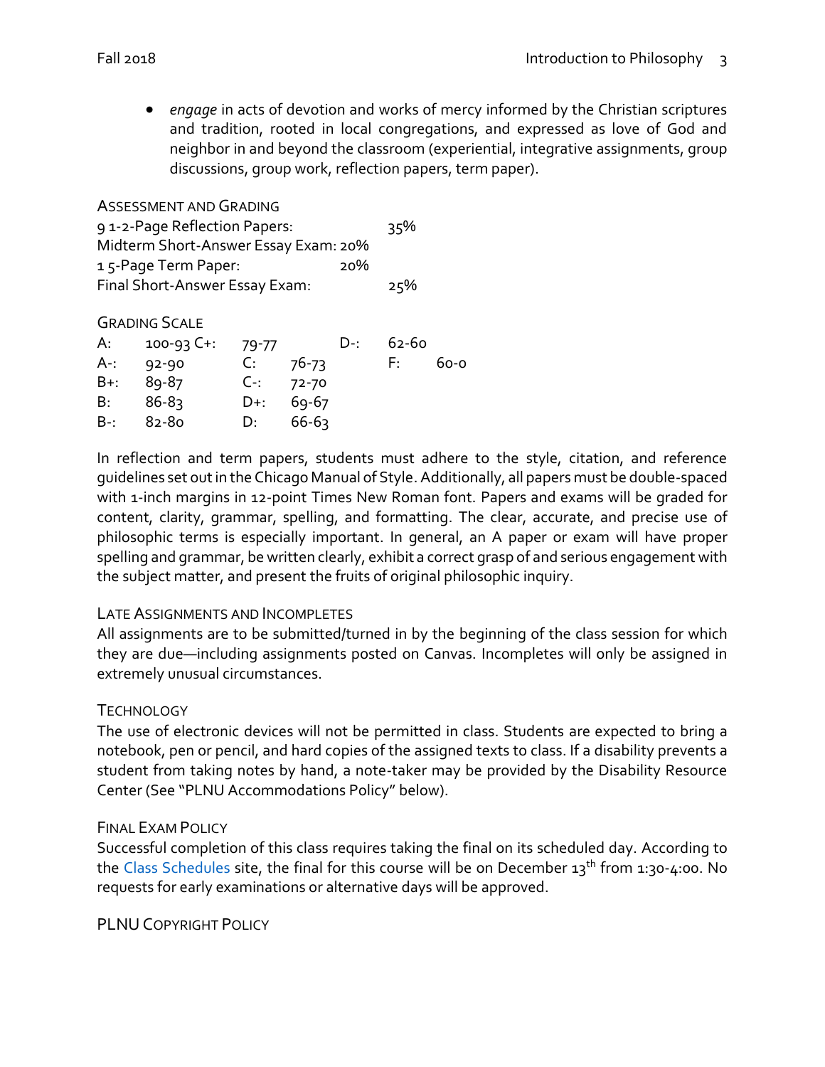- *engage* in acts of devotion and works of mercy informed by the Christian scriptures and tradition, rooted in local congregations, and expressed as love of God and neighbor in and beyond the classroom (experiential, integrative assignments, group discussions, group work, reflection papers, term paper).

### Assessment and Grading

| | |
|---|---|
| 9 1-2-Page Reflection Papers: | 35% |
| Midterm Short-Answer Essay Exam: | 20% |
| 1 5-Page Term Paper: | 20% |
| Final Short-Answer Essay Exam: | 25% |

### Grading Scale

| | | | | | |
|---|---|---|---|---|---|
| A: | 100-93 | C+: | 79-77 | D-: | 62-60 |
| A-: | 92-90 | C: | 76-73 | F: | 60-0 |
| B+: | 89-87 | C-: | 72-70 | | |
| B: | 86-83 | D+: | 69-67 | | |
| B-: | 82-80 | D: | 66-63 | | |

In reflection and term papers, students must adhere to the style, citation, and reference guidelines set out in the Chicago Manual of Style. Additionally, all papers must be double-spaced with 1-inch margins in 12-point Times New Roman font. Papers and exams will be graded for content, clarity, grammar, spelling, and formatting. The clear, accurate, and precise use of philosophic terms is especially important. In general, an A paper or exam will have proper spelling and grammar, be written clearly, exhibit a correct grasp of and serious engagement with the subject matter, and present the fruits of original philosophic inquiry.

### Late Assignments and Incompletes

All assignments are to be submitted/turned in by the beginning of the class session for which they are due—including assignments posted on Canvas. Incompletes will only be assigned in extremely unusual circumstances.

### Technology

The use of electronic devices will not be permitted in class. Students are expected to bring a notebook, pen or pencil, and hard copies of the assigned texts to class. If a disability prevents a student from taking notes by hand, a note-taker may be provided by the Disability Resource Center (See "PLNU Accommodations Policy" below).

### Final Exam Policy

Successful completion of this class requires taking the final on its scheduled day. According to the Class Schedules site, the final for this course will be on December 13th from 1:30-4:00. No requests for early examinations or alternative days will be approved.

### PLNU Copyright Policy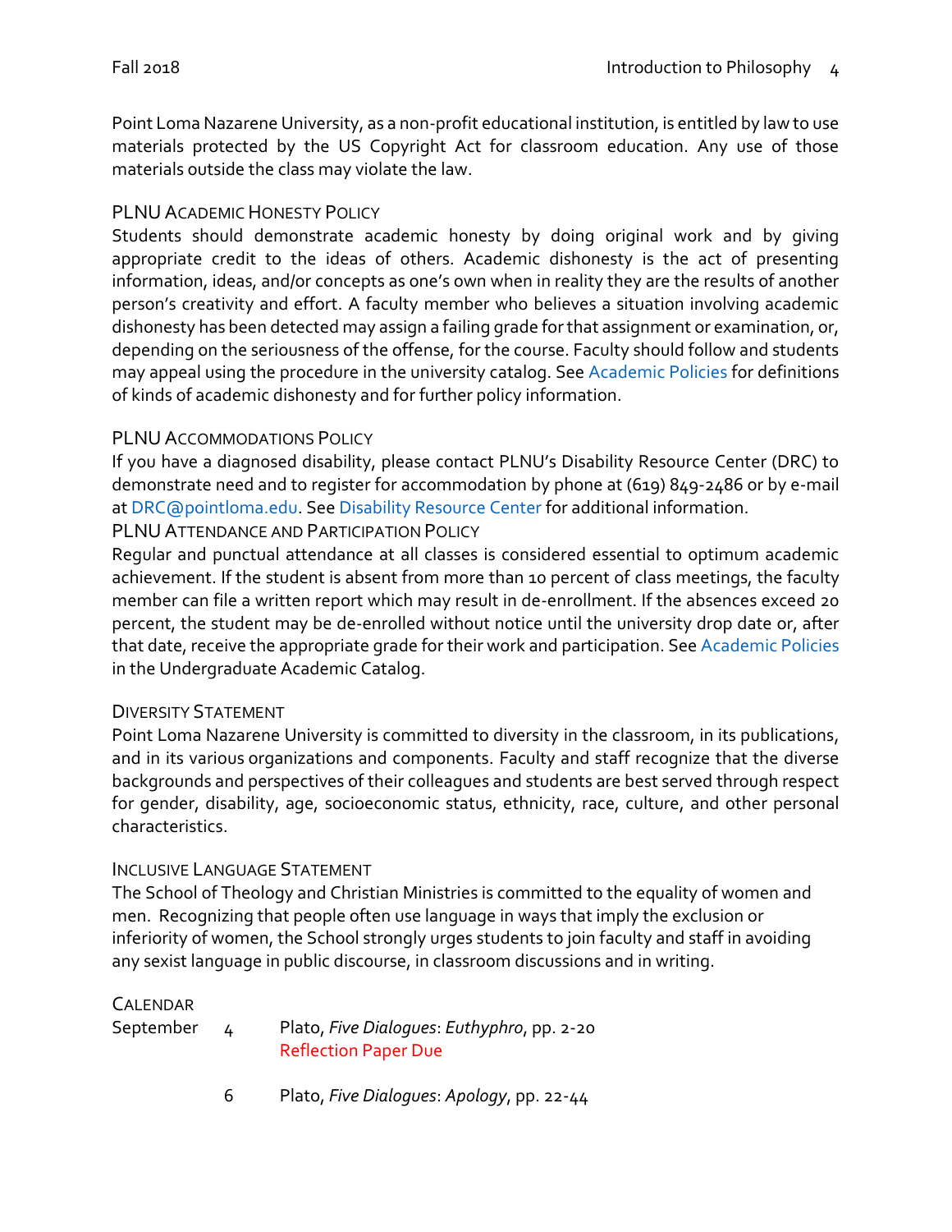Point Loma Nazarene University, as a non-profit educational institution, is entitled by law to use materials protected by the US Copyright Act for classroom education. Any use of those materials outside the class may violate the law.

### PLNU Academic Honesty Policy

Students should demonstrate academic honesty by doing original work and by giving appropriate credit to the ideas of others. Academic dishonesty is the act of presenting information, ideas, and/or concepts as one's own when in reality they are the results of another person's creativity and effort. A faculty member who believes a situation involving academic dishonesty has been detected may assign a failing grade for that assignment or examination, or, depending on the seriousness of the offense, for the course. Faculty should follow and students may appeal using the procedure in the university catalog. See Academic Policies for definitions of kinds of academic dishonesty and for further policy information.

### PLNU Accommodations Policy

If you have a diagnosed disability, please contact PLNU's Disability Resource Center (DRC) to demonstrate need and to register for accommodation by phone at (619) 849-2486 or by e-mail at DRC@pointloma.edu. See Disability Resource Center for additional information.

### PLNU Attendance and Participation Policy

Regular and punctual attendance at all classes is considered essential to optimum academic achievement. If the student is absent from more than 10 percent of class meetings, the faculty member can file a written report which may result in de-enrollment. If the absences exceed 20 percent, the student may be de-enrolled without notice until the university drop date or, after that date, receive the appropriate grade for their work and participation. See Academic Policies in the Undergraduate Academic Catalog.

### Diversity Statement

Point Loma Nazarene University is committed to diversity in the classroom, in its publications, and in its various organizations and components. Faculty and staff recognize that the diverse backgrounds and perspectives of their colleagues and students are best served through respect for gender, disability, age, socioeconomic status, ethnicity, race, culture, and other personal characteristics.

### Inclusive Language Statement

The School of Theology and Christian Ministries is committed to the equality of women and men. Recognizing that people often use language in ways that imply the exclusion or inferiority of women, the School strongly urges students to join faculty and staff in avoiding any sexist language in public discourse, in classroom discussions and in writing.

### Calendar

| | | |
|---|---|---|
| September | 4 | Plato, *Five Dialogues*: *Euthyphro*, pp. 2-20<br>Reflection Paper Due |
| | 6 | Plato, *Five Dialogues*: *Apology*, pp. 22-44 |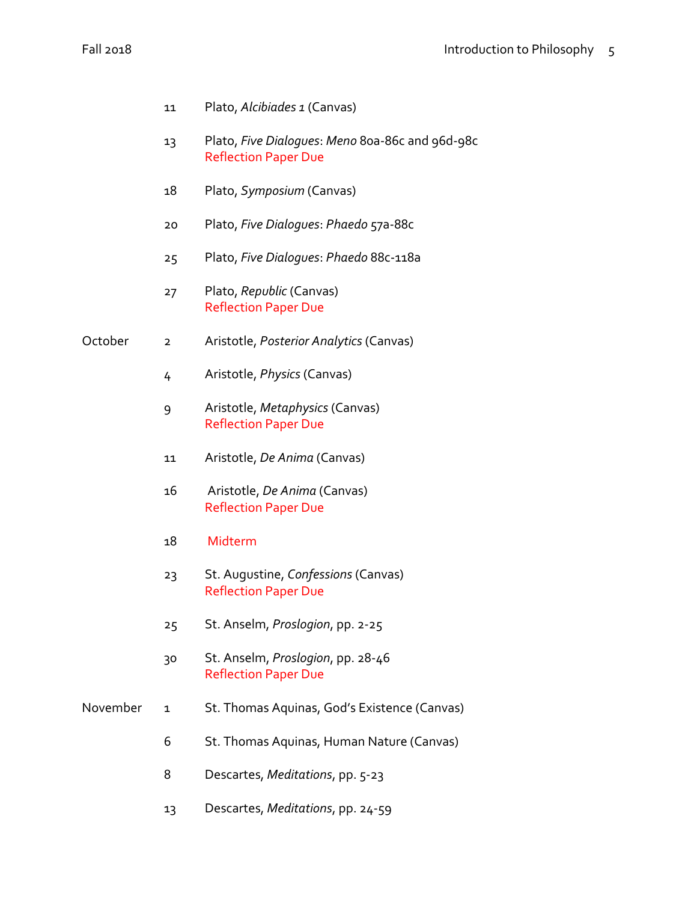| | | |
|---|---|---|
| | 11 | Plato, *Alcibiades 1* (Canvas) |
| | 13 | Plato, *Five Dialogues*: *Meno* 80a-86c and 96d-98c<br>Reflection Paper Due |
| | 18 | Plato, *Symposium* (Canvas) |
| | 20 | Plato, *Five Dialogues*: *Phaedo* 57a-88c |
| | 25 | Plato, *Five Dialogues*: *Phaedo* 88c-118a |
| | 27 | Plato, *Republic* (Canvas)<br>Reflection Paper Due |
| October | 2 | Aristotle, *Posterior Analytics* (Canvas) |
| | 4 | Aristotle, *Physics* (Canvas) |
| | 9 | Aristotle, *Metaphysics* (Canvas)<br>Reflection Paper Due |
| | 11 | Aristotle, *De Anima* (Canvas) |
| | 16 | Aristotle, *De Anima* (Canvas)<br>Reflection Paper Due |
| | 18 | Midterm |
| | 23 | St. Augustine, *Confessions* (Canvas)<br>Reflection Paper Due |
| | 25 | St. Anselm, *Proslogion*, pp. 2-25 |
| | 30 | St. Anselm, *Proslogion*, pp. 28-46<br>Reflection Paper Due |
| November | 1 | St. Thomas Aquinas, God's Existence (Canvas) |
| | 6 | St. Thomas Aquinas, Human Nature (Canvas) |
| | 8 | Descartes, *Meditations*, pp. 5-23 |
| | 13 | Descartes, *Meditations*, pp. 24-59 |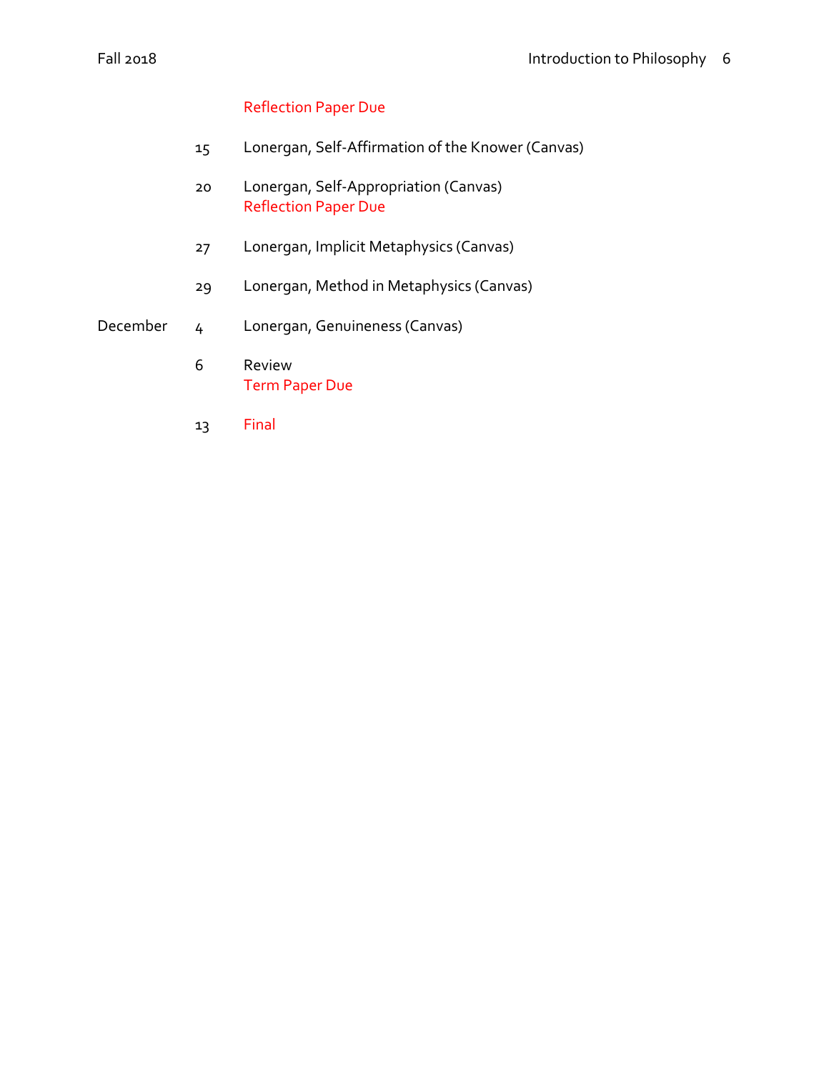| | | |
|---|---|---|
| | | Reflection Paper Due |
| | 15 | Lonergan, Self-Affirmation of the Knower (Canvas) |
| | 20 | Lonergan, Self-Appropriation (Canvas)<br>Reflection Paper Due |
| | 27 | Lonergan, Implicit Metaphysics (Canvas) |
| | 29 | Lonergan, Method in Metaphysics (Canvas) |
| December | 4 | Lonergan, Genuineness (Canvas) |
| | 6 | Review<br>Term Paper Due |
| | 13 | Final |